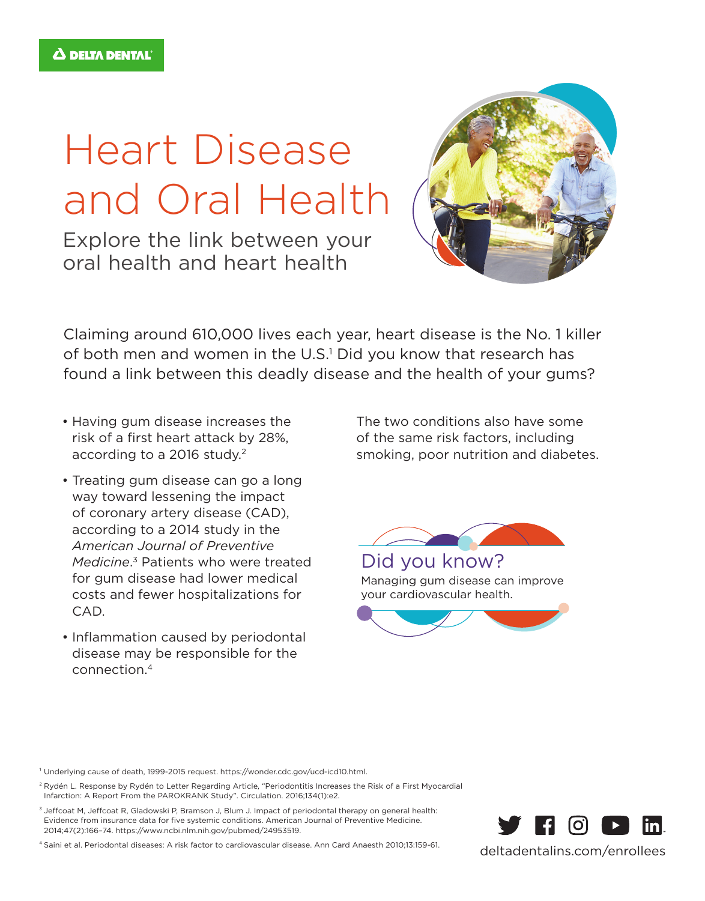DELTA DENTAL

# Heart Disease and Oral Health

## Explore the link between your oral health and heart health

Claiming around 610,000 lives each year, heart disease is the No. 1 killer of both men and women in the U.S.[1] Did you know that research has found a link between this deadly disease and the health of your gums?

- Having gum disease increases the risk of a first heart attack by 28%, according to a 2016 study.[2]
- Treating gum disease can go a long way toward lessening the impact of coronary artery disease (CAD), according to a 2014 study in the *American Journal of Preventive Medicine*.[3] Patients who were treated for gum disease had lower medical costs and fewer hospitalizations for CAD.
- Inflammation caused by periodontal disease may be responsible for the connection.[4]

The two conditions also have some of the same risk factors, including smoking, poor nutrition and diabetes.

### Did you know?

Managing gum disease can improve your cardiovascular health.

[1] Underlying cause of death, 1999-2015 request. https://wonder.cdc.gov/ucd-icd10.html.

[2] Rydén L. Response by Rydén to Letter Regarding Article, "Periodontitis Increases the Risk of a First Myocardial Infarction: A Report From the PAROKRANK Study". Circulation. 2016;134(1):e2.

[3] Jeffcoat M, Jeffcoat R, Gladowski P, Bramson J, Blum J. Impact of periodontal therapy on general health: Evidence from insurance data for five systemic conditions. American Journal of Preventive Medicine. 2014;47(2):166–74. https://www.ncbi.nlm.nih.gov/pubmed/24953519.

[4] Saini et al. Periodontal diseases: A risk factor to cardiovascular disease. Ann Card Anaesth 2010;13:159-61.

deltadentalins.com/enrollees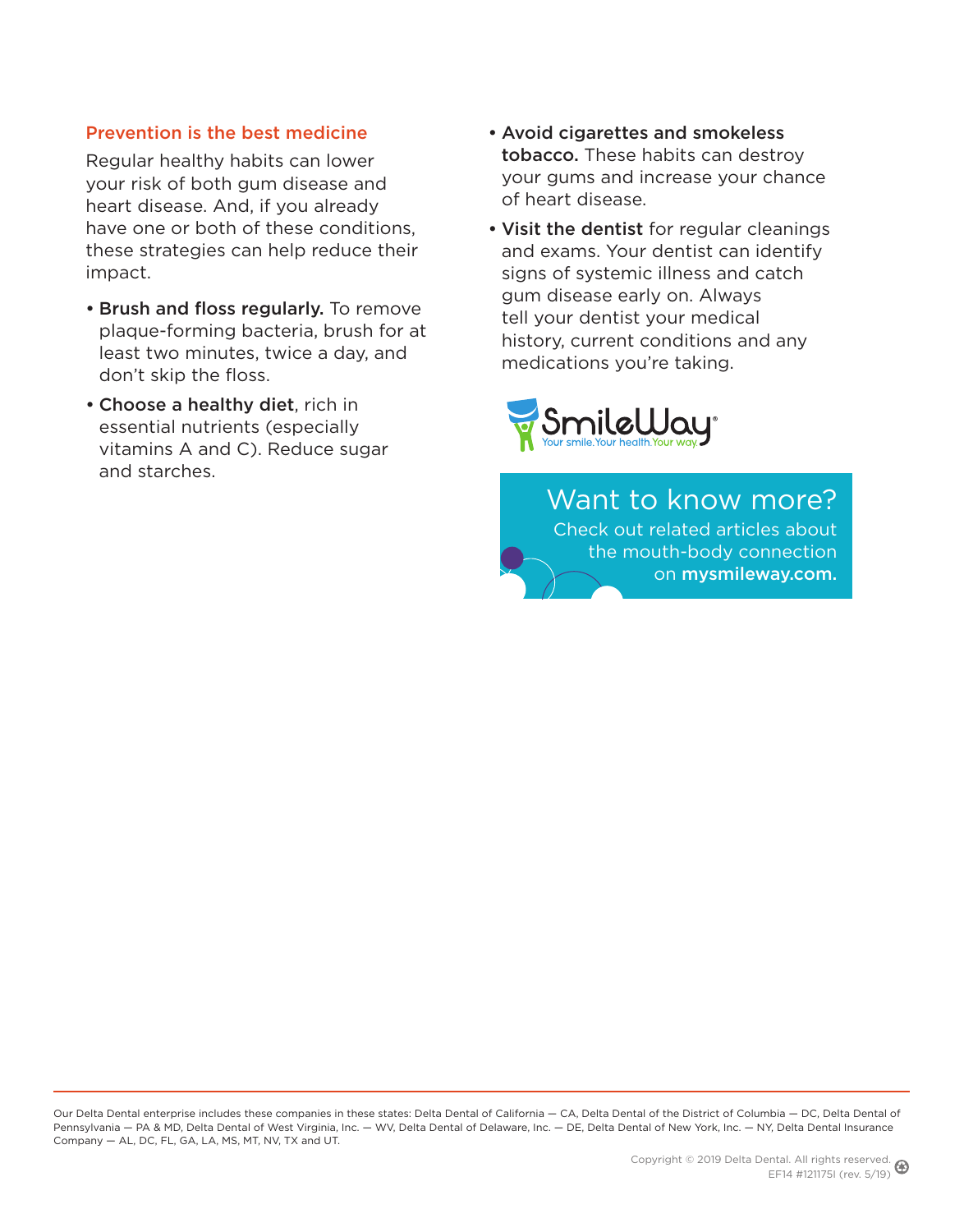## Prevention is the best medicine

Regular healthy habits can lower your risk of both gum disease and heart disease. And, if you already have one or both of these conditions, these strategies can help reduce their impact.

- **Brush and floss regularly.** To remove plaque-forming bacteria, brush for at least two minutes, twice a day, and don't skip the floss.
- **Choose a healthy diet**, rich in essential nutrients (especially vitamins A and C). Reduce sugar and starches.
- **Avoid cigarettes and smokeless tobacco.** These habits can destroy your gums and increase your chance of heart disease.
- **Visit the dentist** for regular cleanings and exams. Your dentist can identify signs of systemic illness and catch gum disease early on. Always tell your dentist your medical history, current conditions and any medications you're taking.

SmileWay®
Your smile. Your health. Your way.

Want to know more?
Check out related articles about the mouth-body connection on **mysmileway.com.**

Our Delta Dental enterprise includes these companies in these states: Delta Dental of California — CA, Delta Dental of the District of Columbia — DC, Delta Dental of Pennsylvania — PA & MD, Delta Dental of West Virginia, Inc. — WV, Delta Dental of Delaware, Inc. — DE, Delta Dental of New York, Inc. — NY, Delta Dental Insurance Company — AL, DC, FL, GA, LA, MS, MT, NV, TX and UT.

Copyright © 2019 Delta Dental. All rights reserved.
EF14 #121175I (rev. 5/19)